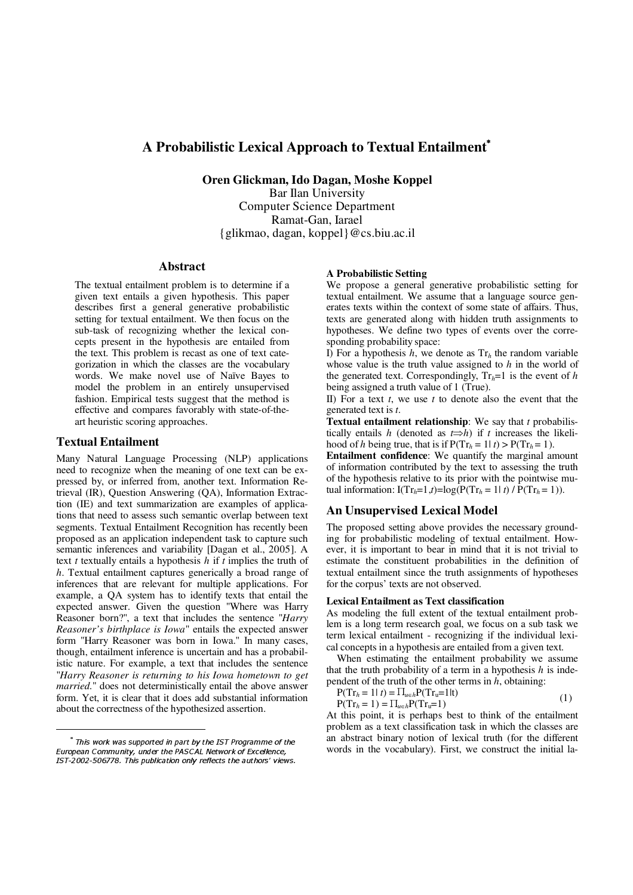# A Probabilistic Lexical Approach to Textual Entailment*

**Oren Glickman, Ido Dagan, Moshe Koppel**
Bar Ilan University
Computer Science Department
Ramat-Gan, Iarael
{glikmao, dagan, koppel}@cs.biu.ac.il

## Abstract

The textual entailment problem is to determine if a given text entails a given hypothesis. This paper describes first a general generative probabilistic setting for textual entailment. We then focus on the sub-task of recognizing whether the lexical concepts present in the hypothesis are entailed from the text. This problem is recast as one of text categorization in which the classes are the vocabulary words. We make novel use of Naïve Bayes to model the problem in an entirely unsupervised fashion. Empirical tests suggest that the method is effective and compares favorably with state-of-the-art heuristic scoring approaches.

## Textual Entailment

Many Natural Language Processing (NLP) applications need to recognize when the meaning of one text can be expressed by, or inferred from, another text. Information Retrieval (IR), Question Answering (QA), Information Extraction (IE) and text summarization are examples of applications that need to assess such semantic overlap between text segments. Textual Entailment Recognition has recently been proposed as an application independent task to capture such semantic inferences and variability [Dagan et al., 2005]. A text *t* textually entails a hypothesis *h* if *t* implies the truth of *h*. Textual entailment captures generically a broad range of inferences that are relevant for multiple applications. For example, a QA system has to identify texts that entail the expected answer. Given the question "Where was Harry Reasoner born?", a text that includes the sentence "*Harry Reasoner's birthplace is Iowa*" entails the expected answer form "Harry Reasoner was born in Iowa." In many cases, though, entailment inference is uncertain and has a probabilistic nature. For example, a text that includes the sentence "*Harry Reasoner is returning to his Iowa hometown to get married.*" does not deterministically entail the above answer form. Yet, it is clear that it does add substantial information about the correctness of the hypothesized assertion.

### A Probabilistic Setting

We propose a general generative probabilistic setting for textual entailment. We assume that a language source generates texts within the context of some state of affairs. Thus, texts are generated along with hidden truth assignments to hypotheses. We define two types of events over the corresponding probability space:

I) For a hypothesis *h*, we denote as $\mathrm{Tr}_h$ the random variable whose value is the truth value assigned to *h* in the world of the generated text. Correspondingly, $\mathrm{Tr}_h=1$ is the event of *h* being assigned a truth value of 1 (True).

II) For a text *t*, we use *t* to denote also the event that the generated text is *t*.

**Textual entailment relationship**: We say that *t* probabilistically entails *h* (denoted as $t \Rightarrow h$) if *t* increases the likelihood of *h* being true, that is if $P(\mathrm{Tr}_h = 1 | t) > P(\mathrm{Tr}_h = 1)$.

**Entailment confidence**: We quantify the marginal amount of information contributed by the text to assessing the truth of the hypothesis relative to its prior with the pointwise mutual information: $I(\mathrm{Tr}_h=1,t)=\log(P(\mathrm{Tr}_h = 1| t) / P(\mathrm{Tr}_h = 1))$.

## An Unsupervised Lexical Model

The proposed setting above provides the necessary grounding for probabilistic modeling of textual entailment. However, it is important to bear in mind that it is not trivial to estimate the constituent probabilities in the definition of textual entailment since the truth assignments of hypotheses for the corpus' texts are not observed.

### Lexical Entailment as Text classification

As modeling the full extent of the textual entailment problem is a long term research goal, we focus on a sub task we term lexical entailment - recognizing if the individual lexical concepts in a hypothesis are entailed from a given text.

When estimating the entailment probability we assume that the truth probability of a term in a hypothesis *h* is independent of the truth of the other terms in *h*, obtaining:

$$P(\mathrm{Tr}_h = 1| t) = \Pi_{u \in h} P(\mathrm{Tr}_u=1|t)$$
$$P(\mathrm{Tr}_h = 1) = \Pi_{u \in h} P(\mathrm{Tr}_u=1) \quad (1)$$

At this point, it is perhaps best to think of the entailment problem as a text classification task in which the classes are an abstract binary notion of lexical truth (for the different words in the vocabulary). First, we construct the initial la-

---

\* This work was supported in part by the IST Programme of the European Community, under the PASCAL Network of Excellence, IST-2002-506778. This publication only reflects the authors' views.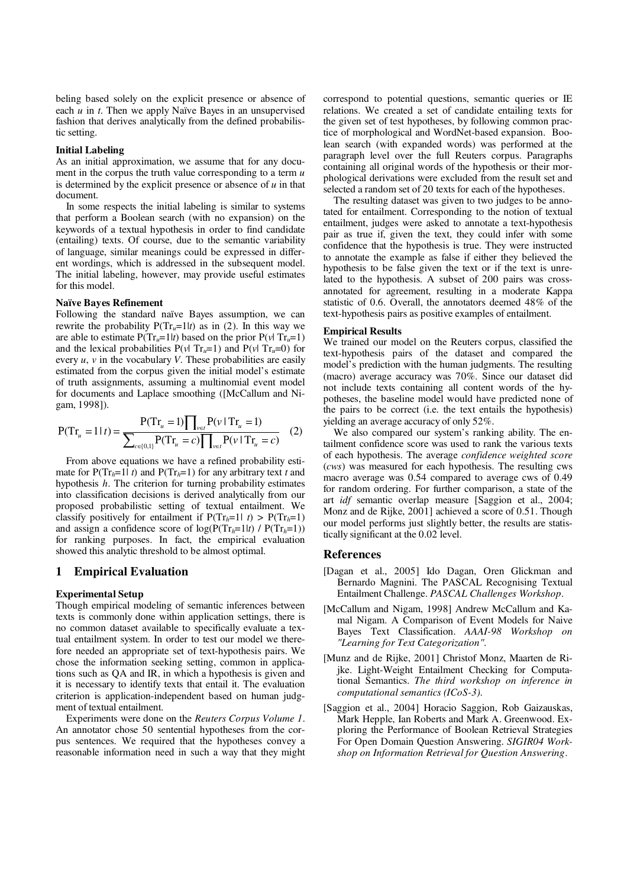beling based solely on the explicit presence or absence of each $u$ in $t$. Then we apply Naïve Bayes in an unsupervised fashion that derives analytically from the defined probabilistic setting.

**Initial Labeling**

As an initial approximation, we assume that for any document in the corpus the truth value corresponding to a term $u$ is determined by the explicit presence or absence of $u$ in that document.

In some respects the initial labeling is similar to systems that perform a Boolean search (with no expansion) on the keywords of a textual hypothesis in order to find candidate (entailing) texts. Of course, due to the semantic variability of language, similar meanings could be expressed in different wordings, which is addressed in the subsequent model. The initial labeling, however, may provide useful estimates for this model.

**Naïve Bayes Refinement**

Following the standard naïve Bayes assumption, we can rewrite the probability $P(Tr_u=1|t)$ as in (2). In this way we are able to estimate $P(Tr_u=1|t)$ based on the prior $P(v|Tr_u=1)$ and the lexical probabilities $P(v|Tr_u=1)$ and $P(v|Tr_u=0)$ for every $u$, $v$ in the vocabulary $V$. These probabilities are easily estimated from the corpus given the initial model's estimate of truth assignments, assuming a multinomial event model for documents and Laplace smoothing ([McCallum and Nigam, 1998]).

$$P(Tr_u = 1 | t) = \frac{P(Tr_u = 1) \prod_{v \in t} P(v | Tr_u = 1)}{\sum_{c \in \{0,1\}} P(Tr_u = c) \prod_{v \in t} P(v | Tr_u = c)} \quad (2)$$

From above equations we have a refined probability estimate for $P(Tr_h=1|t)$ and $P(Tr_h=1)$ for any arbitrary text $t$ and hypothesis $h$. The criterion for turning probability estimates into classification decisions is derived analytically from our proposed probabilistic setting of textual entailment. We classify positively for entailment if $P(Tr_h=1|t) > P(Tr_h=1)$ and assign a confidence score of $\log(P(Tr_h=1|t) / P(Tr_h=1))$ for ranking purposes. In fact, the empirical evaluation showed this analytic threshold to be almost optimal.

## 1 Empirical Evaluation

**Experimental Setup**

Though empirical modeling of semantic inferences between texts is commonly done within application settings, there is no common dataset available to specifically evaluate a textual entailment system. In order to test our model we therefore needed an appropriate set of text-hypothesis pairs. We chose the information seeking setting, common in applications such as QA and IR, in which a hypothesis is given and it is necessary to identify texts that entail it. The evaluation criterion is application-independent based on human judgment of textual entailment.

Experiments were done on the *Reuters Corpus Volume 1*. An annotator chose 50 sentential hypotheses from the corpus sentences. We required that the hypotheses convey a reasonable information need in such a way that they might correspond to potential questions, semantic queries or IE relations. We created a set of candidate entailing texts for the given set of test hypotheses, by following common practice of morphological and WordNet-based expansion. Boolean search (with expanded words) was performed at the paragraph level over the full Reuters corpus. Paragraphs containing all original words of the hypothesis or their morphological derivations were excluded from the result set and selected a random set of 20 texts for each of the hypotheses.

The resulting dataset was given to two judges to be annotated for entailment. Corresponding to the notion of textual entailment, judges were asked to annotate a text-hypothesis pair as true if, given the text, they could infer with some confidence that the hypothesis is true. They were instructed to annotate the example as false if either they believed the hypothesis to be false given the text or if the text is unrelated to the hypothesis. A subset of 200 pairs was cross-annotated for agreement, resulting in a moderate Kappa statistic of 0.6. Overall, the annotators deemed 48% of the text-hypothesis pairs as positive examples of entailment.

**Empirical Results**

We trained our model on the Reuters corpus, classified the text-hypothesis pairs of the dataset and compared the model's prediction with the human judgments. The resulting (macro) average accuracy was 70%. Since our dataset did not include texts containing all content words of the hypotheses, the baseline model would have predicted none of the pairs to be correct (i.e. the text entails the hypothesis) yielding an average accuracy of only 52%.

We also compared our system's ranking ability. The entailment confidence score was used to rank the various texts of each hypothesis. The average *confidence weighted score* (*cws*) was measured for each hypothesis. The resulting cws macro average was 0.54 compared to average cws of 0.49 for random ordering. For further comparison, a state of the art *idf* semantic overlap measure [Saggion et al., 2004; Monz and de Rijke, 2001] achieved a score of 0.51. Though our model performs just slightly better, the results are statistically significant at the 0.02 level.

## References

[Dagan et al., 2005] Ido Dagan, Oren Glickman and Bernardo Magnini. The PASCAL Recognising Textual Entailment Challenge. *PASCAL Challenges Workshop*.

[McCallum and Nigam, 1998] Andrew McCallum and Kamal Nigam. A Comparison of Event Models for Naive Bayes Text Classification. *AAAI-98 Workshop on "Learning for Text Categorization".*

[Munz and de Rijke, 2001] Christof Monz, Maarten de Rijke. Light-Weight Entailment Checking for Computational Semantics. *The third workshop on inference in computational semantics (ICoS-3).*

[Saggion et al., 2004] Horacio Saggion, Rob Gaizauskas, Mark Hepple, Ian Roberts and Mark A. Greenwood. Exploring the Performance of Boolean Retrieval Strategies For Open Domain Question Answering. *SIGIR04 Workshop on Information Retrieval for Question Answering*.